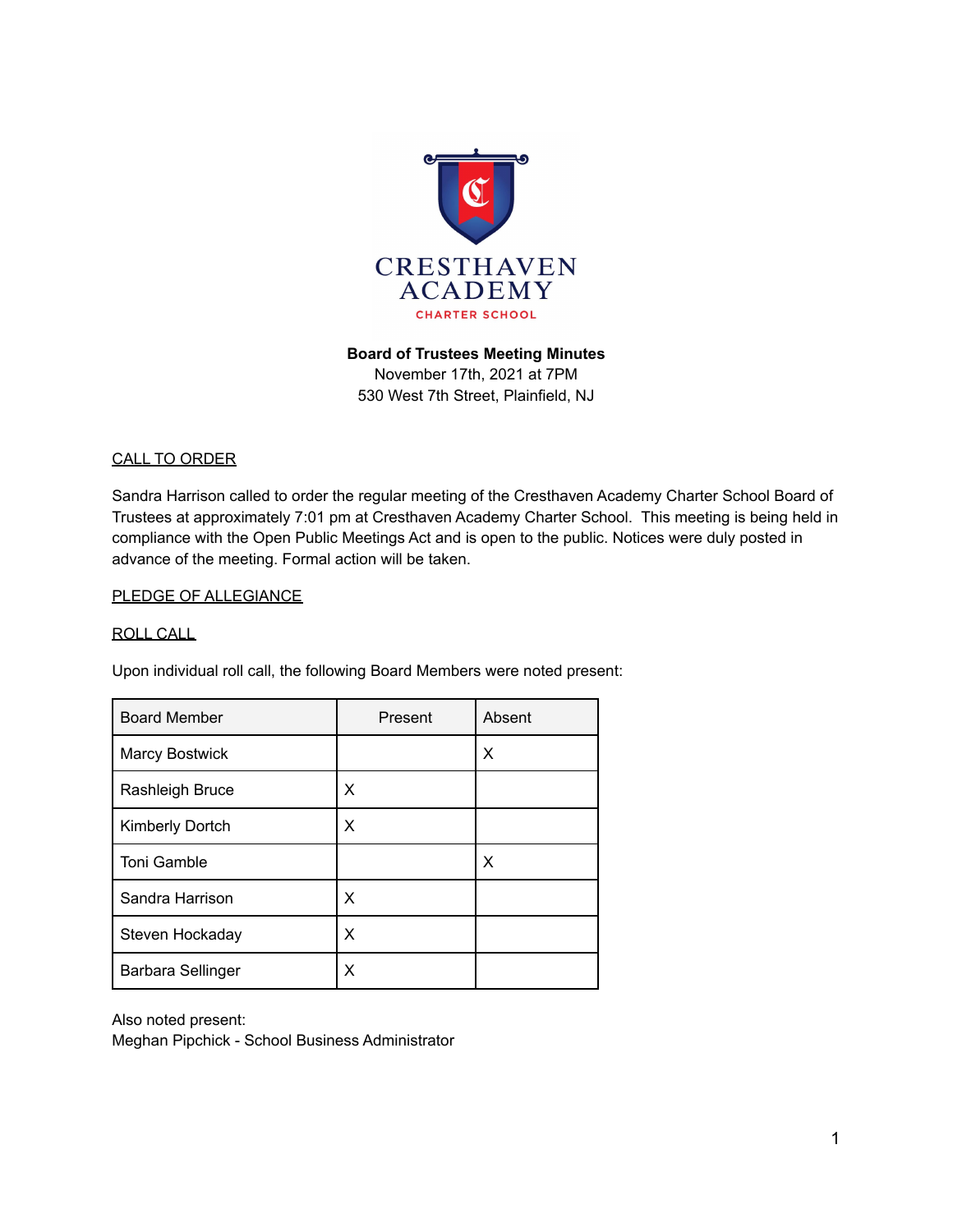CRESTHAVEN ACADEMY

CHARTER SCHOOL

**Board of Trustees Meeting Minutes**
November 17th, 2021 at 7PM
530 West 7th Street, Plainfield, NJ

## CALL TO ORDER

Sandra Harrison called to order the regular meeting of the Cresthaven Academy Charter School Board of Trustees at approximately 7:01 pm at Cresthaven Academy Charter School. This meeting is being held in compliance with the Open Public Meetings Act and is open to the public. Notices were duly posted in advance of the meeting. Formal action will be taken.

## PLEDGE OF ALLEGIANCE

## ROLL CALL

Upon individual roll call, the following Board Members were noted present:

| Board Member | Present | Absent |
|---|---|---|
| Marcy Bostwick | | X |
| Rashleigh Bruce | X | |
| Kimberly Dortch | X | |
| Toni Gamble | | X |
| Sandra Harrison | X | |
| Steven Hockaday | X | |
| Barbara Sellinger | X | |

Also noted present:
Meghan Pipchick - School Business Administrator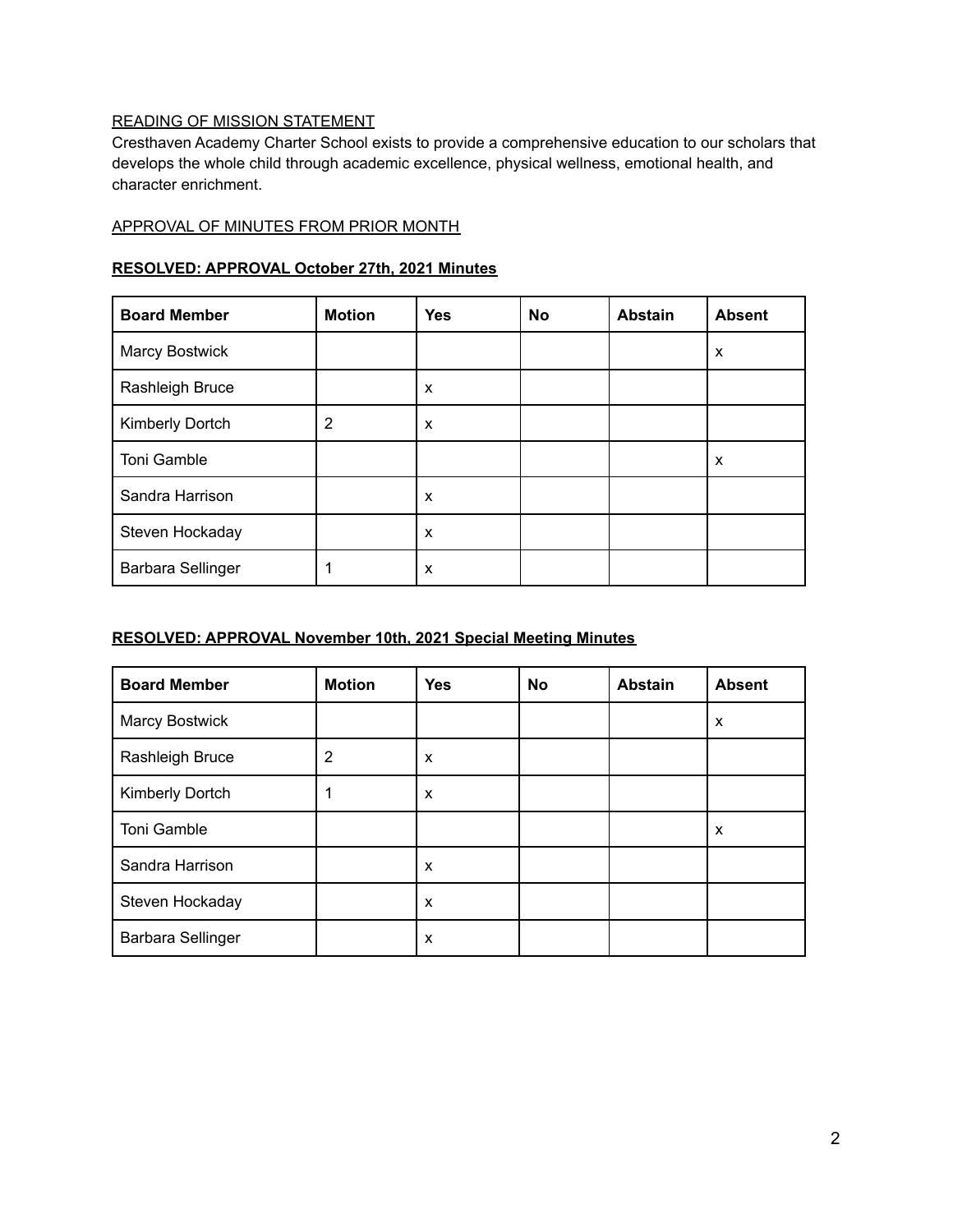READING OF MISSION STATEMENT

Cresthaven Academy Charter School exists to provide a comprehensive education to our scholars that develops the whole child through academic excellence, physical wellness, emotional health, and character enrichment.

APPROVAL OF MINUTES FROM PRIOR MONTH

**RESOLVED: APPROVAL October 27th, 2021 Minutes**

| Board Member | Motion | Yes | No | Abstain | Absent |
|---|---|---|---|---|---|
| Marcy Bostwick | | | | | x |
| Rashleigh Bruce | | x | | | |
| Kimberly Dortch | 2 | x | | | |
| Toni Gamble | | | | | x |
| Sandra Harrison | | x | | | |
| Steven Hockaday | | x | | | |
| Barbara Sellinger | 1 | x | | | |

**RESOLVED: APPROVAL November 10th, 2021 Special Meeting Minutes**

| Board Member | Motion | Yes | No | Abstain | Absent |
|---|---|---|---|---|---|
| Marcy Bostwick | | | | | x |
| Rashleigh Bruce | 2 | x | | | |
| Kimberly Dortch | 1 | x | | | |
| Toni Gamble | | | | | x |
| Sandra Harrison | | x | | | |
| Steven Hockaday | | x | | | |
| Barbara Sellinger | | x | | | |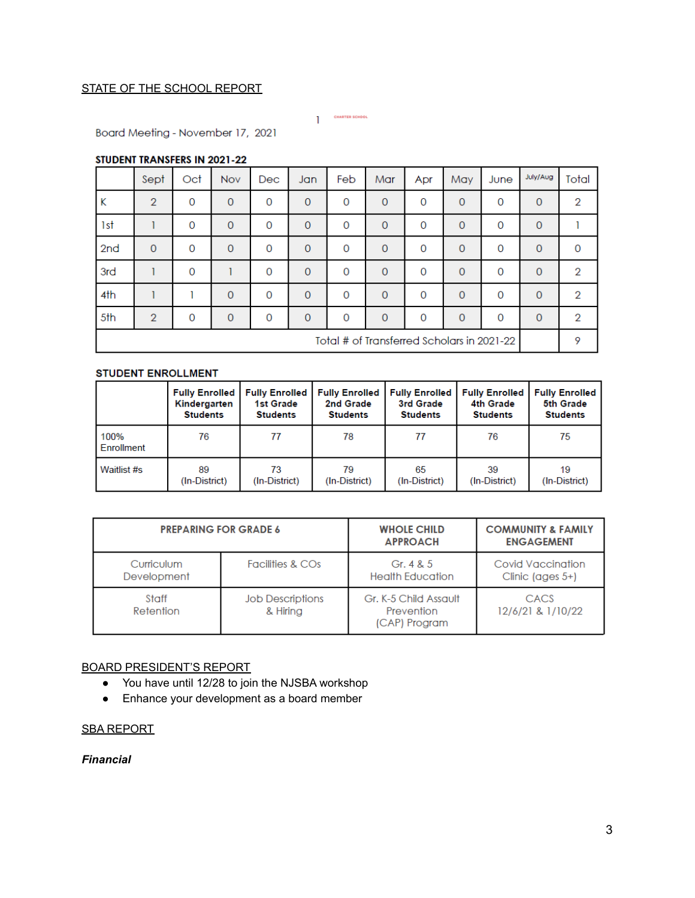STATE OF THE SCHOOL REPORT

1 CHARTER SCHOOL

Board Meeting - November 17, 2021

**STUDENT TRANSFERS IN 2021-22**

| | Sept | Oct | Nov | Dec | Jan | Feb | Mar | Apr | May | June | July/Aug | Total |
|---|---|---|---|---|---|---|---|---|---|---|---|---|
| K | 2 | 0 | 0 | 0 | 0 | 0 | 0 | 0 | 0 | 0 | 0 | 2 |
| 1st | 1 | 0 | 0 | 0 | 0 | 0 | 0 | 0 | 0 | 0 | 0 | 1 |
| 2nd | 0 | 0 | 0 | 0 | 0 | 0 | 0 | 0 | 0 | 0 | 0 | 0 |
| 3rd | 1 | 0 | 1 | 0 | 0 | 0 | 0 | 0 | 0 | 0 | 0 | 2 |
| 4th | 1 | 1 | 0 | 0 | 0 | 0 | 0 | 0 | 0 | 0 | 0 | 2 |
| 5th | 2 | 0 | 0 | 0 | 0 | 0 | 0 | 0 | 0 | 0 | 0 | 2 |
| Total # of Transferred Scholars in 2021-22 | | | | | | | | | | | | 9 |

**STUDENT ENROLLMENT**

| | Fully Enrolled Kindergarten Students | Fully Enrolled 1st Grade Students | Fully Enrolled 2nd Grade Students | Fully Enrolled 3rd Grade Students | Fully Enrolled 4th Grade Students | Fully Enrolled 5th Grade Students |
|---|---|---|---|---|---|---|
| 100% Enrollment | 76 | 77 | 78 | 77 | 76 | 75 |
| Waitlist #s | 89 (In-District) | 73 (In-District) | 79 (In-District) | 65 (In-District) | 39 (In-District) | 19 (In-District) |

| PREPARING FOR GRADE 6 | | WHOLE CHILD APPROACH | COMMUNITY & FAMILY ENGAGEMENT |
|---|---|---|---|
| Curriculum Development | Facilities & COs | Gr. 4 & 5 Health Education | Covid Vaccination Clinic (ages 5+) |
| Staff Retention | Job Descriptions & Hiring | Gr. K-5 Child Assault Prevention (CAP) Program | CACS 12/6/21 & 1/10/22 |

BOARD PRESIDENT'S REPORT

- You have until 12/28 to join the NJSBA workshop
- Enhance your development as a board member

SBA REPORT

***Financial***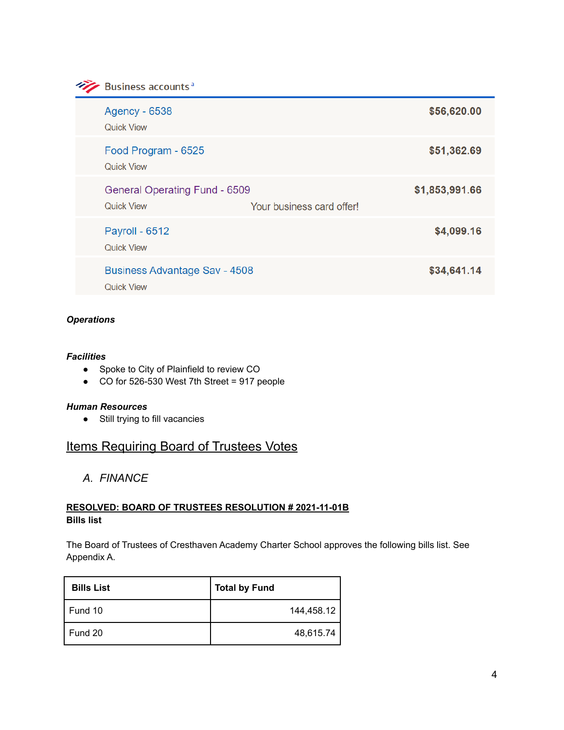Business accounts[a]

| Account | Balance |
| --- | --- |
| Agency - 6538<br>Quick View | $56,620.00 |
| Food Program - 6525<br>Quick View | $51,362.69 |
| General Operating Fund - 6509<br>Quick View Your business card offer! | $1,853,991.66 |
| Payroll - 6512<br>Quick View | $4,099.16 |
| Business Advantage Sav - 4508<br>Quick View | $34,641.14 |

***Operations***

***Facilities***

- Spoke to City of Plainfield to review CO
- CO for 526-530 West 7th Street = 917 people

***Human Resources***

- Still trying to fill vacancies

## Items Requiring Board of Trustees Votes

### A. *FINANCE*

**RESOLVED: BOARD OF TRUSTEES RESOLUTION # 2021-11-01B**
**Bills list**

The Board of Trustees of Cresthaven Academy Charter School approves the following bills list. See Appendix A.

| Bills List | Total by Fund |
| --- | --- |
| Fund 10 | 144,458.12 |
| Fund 20 | 48,615.74 |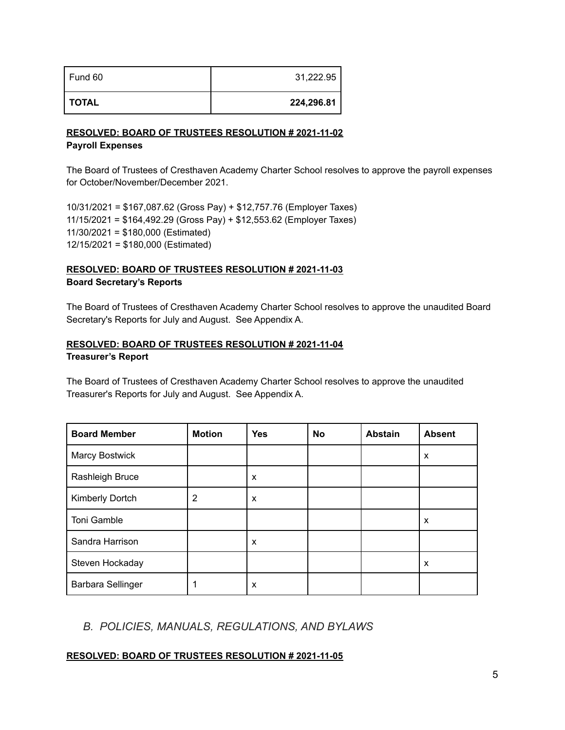| Fund 60 | 31,222.95 |
|---|---|
| **TOTAL** | **224,296.81** |

**RESOLVED: BOARD OF TRUSTEES RESOLUTION # 2021-11-02**
**Payroll Expenses**

The Board of Trustees of Cresthaven Academy Charter School resolves to approve the payroll expenses for October/November/December 2021.

10/31/2021 = $167,087.62 (Gross Pay) + $12,757.76 (Employer Taxes)
11/15/2021 = $164,492.29 (Gross Pay) + $12,553.62 (Employer Taxes)
11/30/2021 = $180,000 (Estimated)
12/15/2021 = $180,000 (Estimated)

**RESOLVED: BOARD OF TRUSTEES RESOLUTION # 2021-11-03**
**Board Secretary's Reports**

The Board of Trustees of Cresthaven Academy Charter School resolves to approve the unaudited Board Secretary's Reports for July and August. See Appendix A.

**RESOLVED: BOARD OF TRUSTEES RESOLUTION # 2021-11-04**
**Treasurer's Report**

The Board of Trustees of Cresthaven Academy Charter School resolves to approve the unaudited Treasurer's Reports for July and August. See Appendix A.

| Board Member | Motion | Yes | No | Abstain | Absent |
|---|---|---|---|---|---|
| Marcy Bostwick | | | | | x |
| Rashleigh Bruce | | x | | | |
| Kimberly Dortch | 2 | x | | | |
| Toni Gamble | | | | | x |
| Sandra Harrison | | x | | | |
| Steven Hockaday | | | | | x |
| Barbara Sellinger | 1 | x | | | |

## *B. POLICIES, MANUALS, REGULATIONS, AND BYLAWS*

**RESOLVED: BOARD OF TRUSTEES RESOLUTION # 2021-11-05**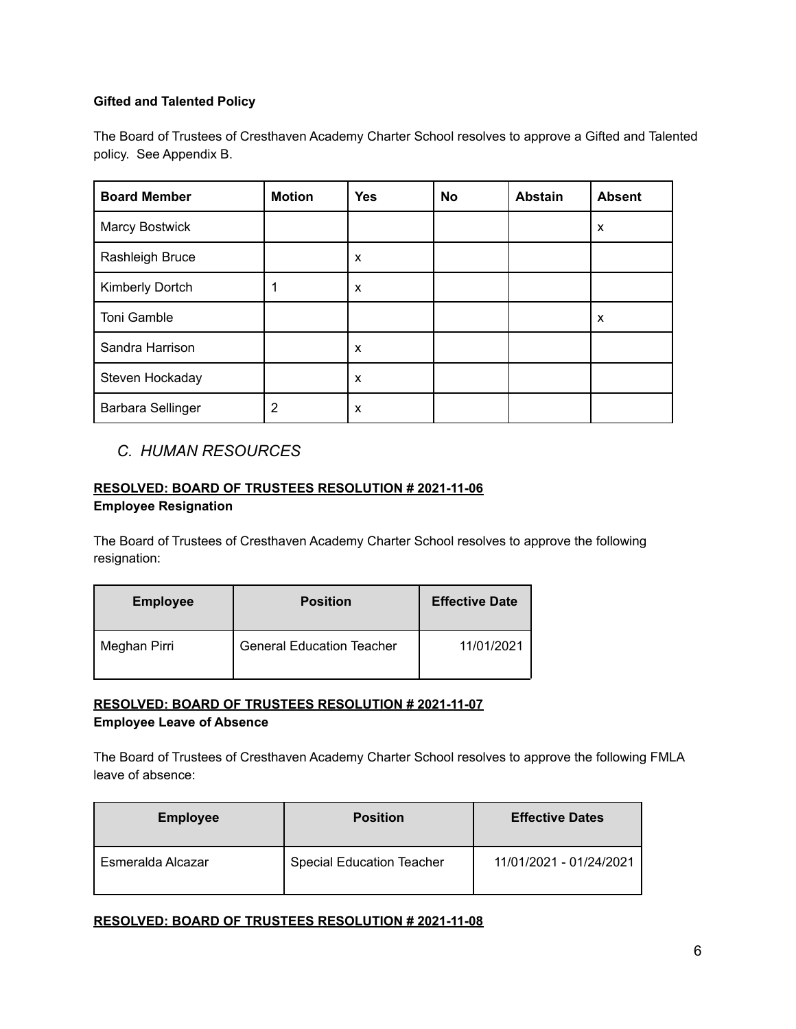**Gifted and Talented Policy**

The Board of Trustees of Cresthaven Academy Charter School resolves to approve a Gifted and Talented policy. See Appendix B.

| Board Member | Motion | Yes | No | Abstain | Absent |
|---|---|---|---|---|---|
| Marcy Bostwick | | | | | x |
| Rashleigh Bruce | | x | | | |
| Kimberly Dortch | 1 | x | | | |
| Toni Gamble | | | | | x |
| Sandra Harrison | | x | | | |
| Steven Hockaday | | x | | | |
| Barbara Sellinger | 2 | x | | | |

## *C. HUMAN RESOURCES*

**RESOLVED: BOARD OF TRUSTEES RESOLUTION # 2021-11-06**
**Employee Resignation**

The Board of Trustees of Cresthaven Academy Charter School resolves to approve the following resignation:

| Employee | Position | Effective Date |
|---|---|---|
| Meghan Pirri | General Education Teacher | 11/01/2021 |

**RESOLVED: BOARD OF TRUSTEES RESOLUTION # 2021-11-07**
**Employee Leave of Absence**

The Board of Trustees of Cresthaven Academy Charter School resolves to approve the following FMLA leave of absence:

| Employee | Position | Effective Dates |
|---|---|---|
| Esmeralda Alcazar | Special Education Teacher | 11/01/2021 - 01/24/2021 |

**RESOLVED: BOARD OF TRUSTEES RESOLUTION # 2021-11-08**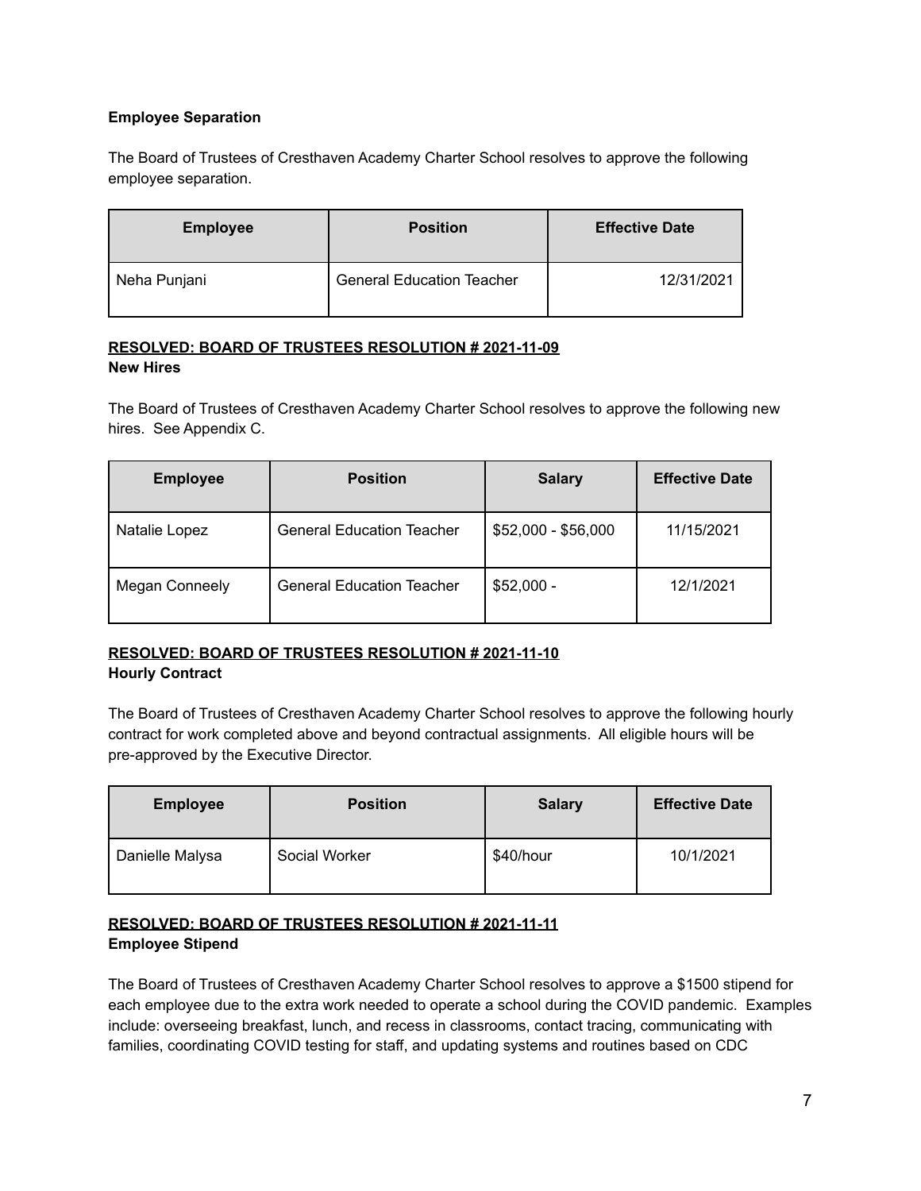**Employee Separation**

The Board of Trustees of Cresthaven Academy Charter School resolves to approve the following employee separation.

| Employee | Position | Effective Date |
|---|---|---|
| Neha Punjani | General Education Teacher | 12/31/2021 |

**RESOLVED: BOARD OF TRUSTEES RESOLUTION # 2021-11-09**
**New Hires**

The Board of Trustees of Cresthaven Academy Charter School resolves to approve the following new hires.  See Appendix C.

| Employee | Position | Salary | Effective Date |
|---|---|---|---|
| Natalie Lopez | General Education Teacher | $52,000 - $56,000 | 11/15/2021 |
| Megan Conneely | General Education Teacher | $52,000 - | 12/1/2021 |

**RESOLVED: BOARD OF TRUSTEES RESOLUTION # 2021-11-10**
**Hourly Contract**

The Board of Trustees of Cresthaven Academy Charter School resolves to approve the following hourly contract for work completed above and beyond contractual assignments.  All eligible hours will be pre-approved by the Executive Director.

| Employee | Position | Salary | Effective Date |
|---|---|---|---|
| Danielle Malysa | Social Worker | $40/hour | 10/1/2021 |

**RESOLVED: BOARD OF TRUSTEES RESOLUTION # 2021-11-11**
**Employee Stipend**

The Board of Trustees of Cresthaven Academy Charter School resolves to approve a $1500 stipend for each employee due to the extra work needed to operate a school during the COVID pandemic.  Examples include: overseeing breakfast, lunch, and recess in classrooms, contact tracing, communicating with families, coordinating COVID testing for staff, and updating systems and routines based on CDC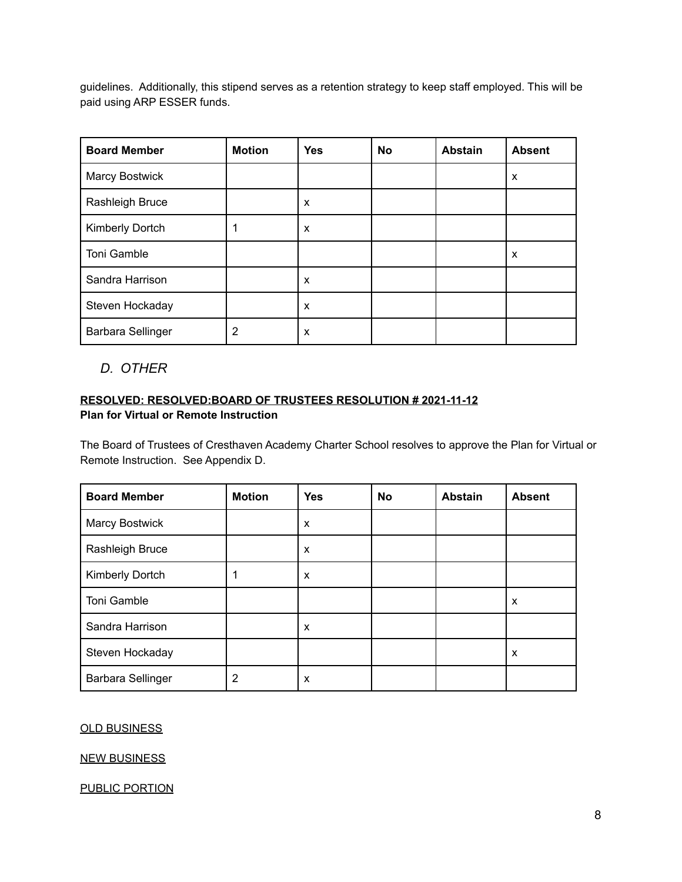guidelines. Additionally, this stipend serves as a retention strategy to keep staff employed. This will be paid using ARP ESSER funds.

| Board Member | Motion | Yes | No | Abstain | Absent |
|---|---|---|---|---|---|
| Marcy Bostwick | | | | | x |
| Rashleigh Bruce | | x | | | |
| Kimberly Dortch | 1 | x | | | |
| Toni Gamble | | | | | x |
| Sandra Harrison | | x | | | |
| Steven Hockaday | | x | | | |
| Barbara Sellinger | 2 | x | | | |

## *D. OTHER*

**RESOLVED: RESOLVED:BOARD OF TRUSTEES RESOLUTION # 2021-11-12**
**Plan for Virtual or Remote Instruction**

The Board of Trustees of Cresthaven Academy Charter School resolves to approve the Plan for Virtual or Remote Instruction. See Appendix D.

| Board Member | Motion | Yes | No | Abstain | Absent |
|---|---|---|---|---|---|
| Marcy Bostwick | | x | | | |
| Rashleigh Bruce | | x | | | |
| Kimberly Dortch | 1 | x | | | |
| Toni Gamble | | | | | x |
| Sandra Harrison | | x | | | |
| Steven Hockaday | | | | | x |
| Barbara Sellinger | 2 | x | | | |

OLD BUSINESS

NEW BUSINESS

PUBLIC PORTION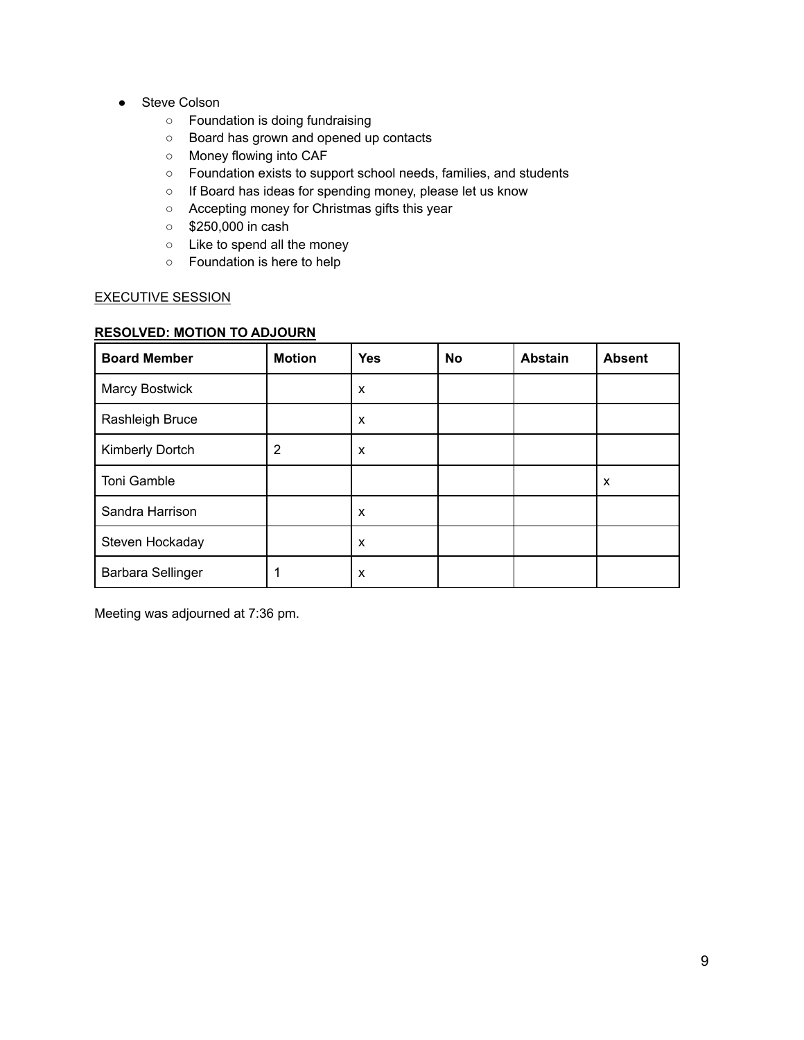- Steve Colson
  - Foundation is doing fundraising
  - Board has grown and opened up contacts
  - Money flowing into CAF
  - Foundation exists to support school needs, families, and students
  - If Board has ideas for spending money, please let us know
  - Accepting money for Christmas gifts this year
  - $250,000 in cash
  - Like to spend all the money
  - Foundation is here to help

EXECUTIVE SESSION

**RESOLVED: MOTION TO ADJOURN**

| Board Member | Motion | Yes | No | Abstain | Absent |
|---|---|---|---|---|---|
| Marcy Bostwick | | x | | | |
| Rashleigh Bruce | | x | | | |
| Kimberly Dortch | 2 | x | | | |
| Toni Gamble | | | | | x |
| Sandra Harrison | | x | | | |
| Steven Hockaday | | x | | | |
| Barbara Sellinger | 1 | x | | | |

Meeting was adjourned at 7:36 pm.